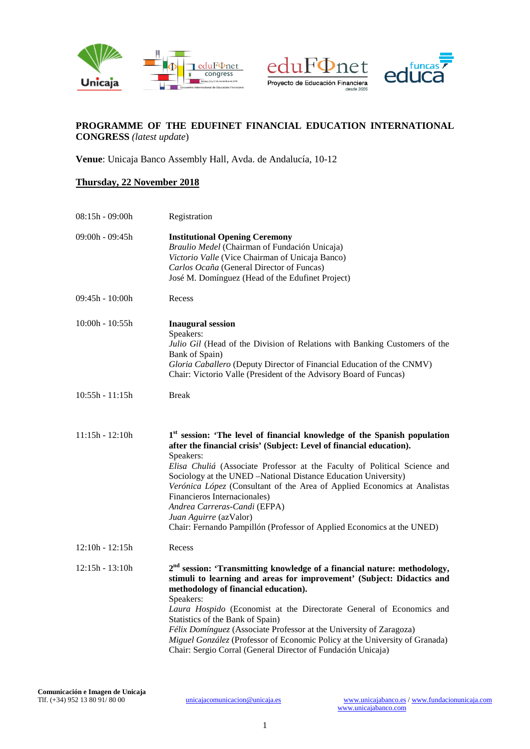**PROGRAMME OF THE EDUFINET FINANCIAL EDUCATION INTERNATIONAL CONGRESS** *(latest update)*

**Venue**: Unicaja Banco Assembly Hall, Avda. de Andalucía, 10-12

## Thursday, 22 November 2018

| | |
|---|---|
| 08:15h - 09:00h | Registration |
| 09:00h - 09:45h | **Institutional Opening Ceremony**<br>*Braulio Medel* (Chairman of Fundación Unicaja)<br>*Victorio Valle* (Vice Chairman of Unicaja Banco)<br>*Carlos Ocaña* (General Director of Funcas)<br>José M. Domínguez (Head of the Edufinet Project) |
| 09:45h - 10:00h | Recess |
| 10:00h - 10:55h | **Inaugural session**<br>Speakers:<br>*Julio Gil* (Head of the Division of Relations with Banking Customers of the Bank of Spain)<br>*Gloria Caballero* (Deputy Director of Financial Education of the CNMV)<br>Chair: Victorio Valle (President of the Advisory Board of Funcas) |
| 10:55h - 11:15h | Break |
| 11:15h - 12:10h | **1st session: 'The level of financial knowledge of the Spanish population after the financial crisis' (Subject: Level of financial education).**<br>Speakers:<br>*Elisa Chuliá* (Associate Professor at the Faculty of Political Science and Sociology at the UNED –National Distance Education University)<br>*Verónica López* (Consultant of the Area of Applied Economics at Analistas Financieros Internacionales)<br>*Andrea Carreras-Candi* (EFPA)<br>*Juan Aguirre* (azValor)<br>Chair: Fernando Pampillón (Professor of Applied Economics at the UNED) |
| 12:10h - 12:15h | Recess |
| 12:15h - 13:10h | **2nd session: 'Transmitting knowledge of a financial nature: methodology, stimuli to learning and areas for improvement' (Subject: Didactics and methodology of financial education).**<br>Speakers:<br>*Laura Hospido* (Economist at the Directorate General of Economics and Statistics of the Bank of Spain)<br>*Félix Domínguez* (Associate Professor at the University of Zaragoza)<br>*Miguel González* (Professor of Economic Policy at the University of Granada)<br>Chair: Sergio Corral (General Director of Fundación Unicaja) |

**Comunicación e Imagen de Unicaja**
Tlf. (+34) 952 13 80 91/ 80 00
unicajacomunicacion@unicaja.es
www.unicajabanco.es / www.fundacionunicaja.com
www.unicajabanco.com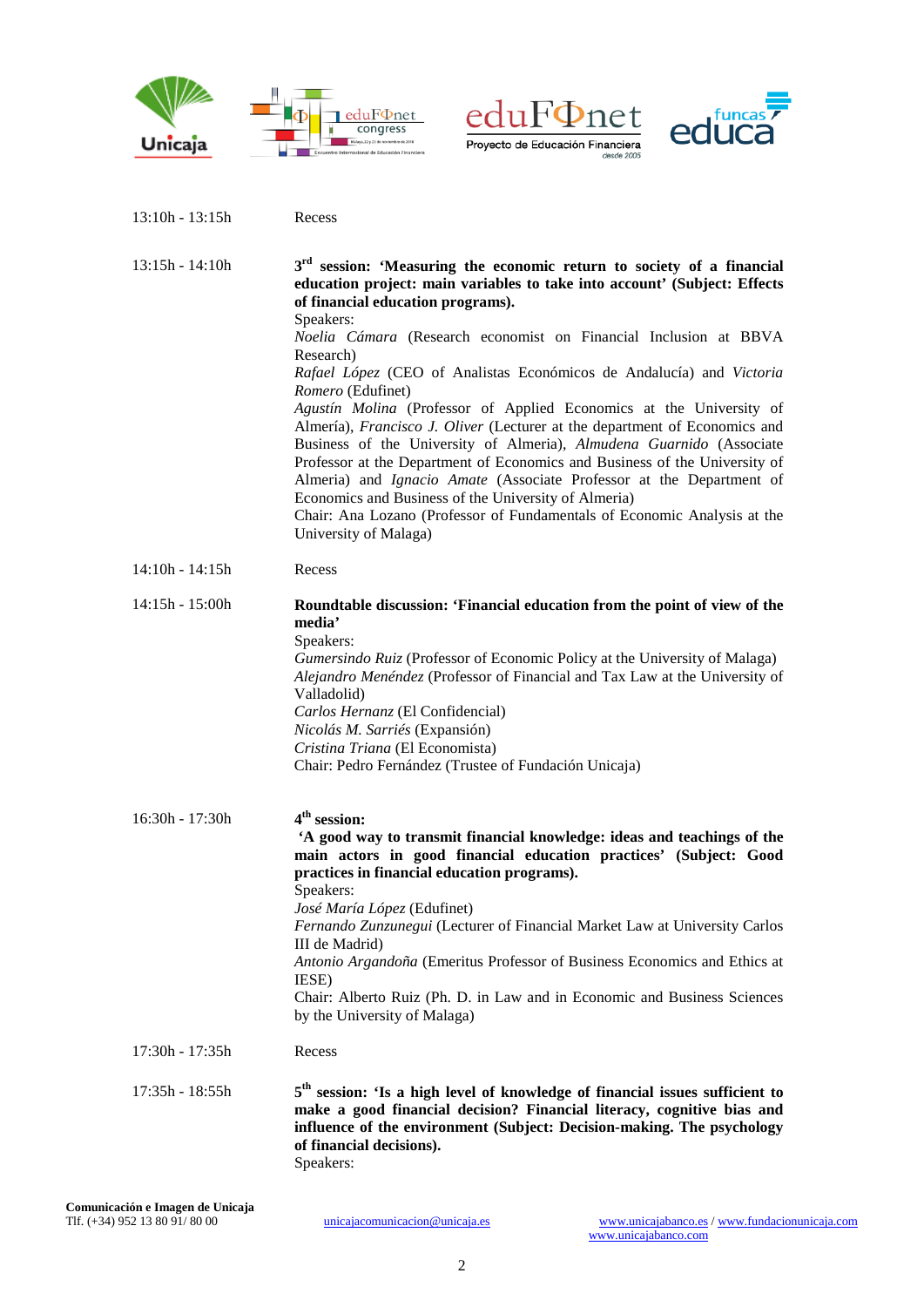| | |
|---|---|
| 13:10h - 13:15h | Recess |
| 13:15h - 14:10h | **3rd session: 'Measuring the economic return to society of a financial education project: main variables to take into account' (Subject: Effects of financial education programs).**<br>Speakers:<br>*Noelia Cámara* (Research economist on Financial Inclusion at BBVA Research)<br>*Rafael López* (CEO of Analistas Económicos de Andalucía) and *Victoria Romero* (Edufinet)<br>*Agustín Molina* (Professor of Applied Economics at the University of Almería), *Francisco J. Oliver* (Lecturer at the department of Economics and Business of the University of Almeria), *Almudena Guarnido* (Associate Professor at the Department of Economics and Business of the University of Almeria) and *Ignacio Amate* (Associate Professor at the Department of Economics and Business of the University of Almeria)<br>Chair: Ana Lozano (Professor of Fundamentals of Economic Analysis at the University of Malaga) |
| 14:10h - 14:15h | Recess |
| 14:15h - 15:00h | **Roundtable discussion: 'Financial education from the point of view of the media'**<br>Speakers:<br>*Gumersindo Ruiz* (Professor of Economic Policy at the University of Malaga)<br>*Alejandro Menéndez* (Professor of Financial and Tax Law at the University of Valladolid)<br>*Carlos Hernanz* (El Confidencial)<br>*Nicolás M. Sarriés* (Expansión)<br>*Cristina Triana* (El Economista)<br>Chair: Pedro Fernández (Trustee of Fundación Unicaja) |
| 16:30h - 17:30h | **4th session:**<br>**'A good way to transmit financial knowledge: ideas and teachings of the main actors in good financial education practices' (Subject: Good practices in financial education programs).**<br>Speakers:<br>*José María López* (Edufinet)<br>*Fernando Zunzunegui* (Lecturer of Financial Market Law at University Carlos III de Madrid)<br>*Antonio Argandoña* (Emeritus Professor of Business Economics and Ethics at IESE)<br>Chair: Alberto Ruiz (Ph. D. in Law and in Economic and Business Sciences by the University of Malaga) |
| 17:30h - 17:35h | Recess |
| 17:35h - 18:55h | **5th session: 'Is a high level of knowledge of financial issues sufficient to make a good financial decision? Financial literacy, cognitive bias and influence of the environment (Subject: Decision-making. The psychology of financial decisions).**<br>Speakers: |

**Comunicación e Imagen de Unicaja**
Tlf. (+34) 952 13 80 91/ 80 00

unicajacomunicacion@unicaja.es

www.unicajabanco.es / www.fundacionunicaja.com
www.unicajabanco.com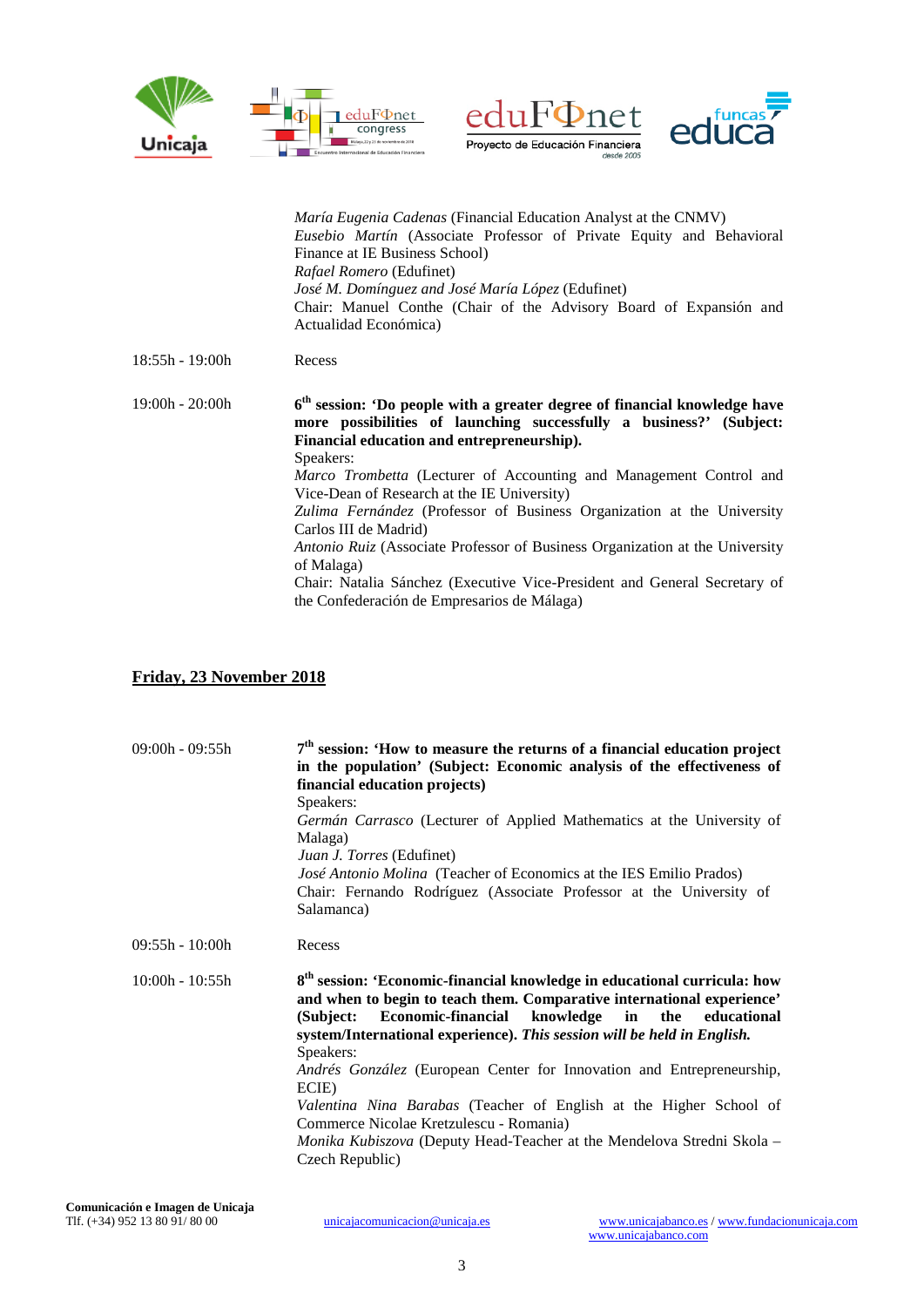| | |
|---|---|
| | *María Eugenia Cadenas* (Financial Education Analyst at the CNMV)<br>*Eusebio Martín* (Associate Professor of Private Equity and Behavioral Finance at IE Business School)<br>*Rafael Romero* (Edufinet)<br>*José M. Domínguez and José María López* (Edufinet)<br>Chair: Manuel Conthe (Chair of the Advisory Board of Expansión and Actualidad Económica) |
| 18:55h - 19:00h | Recess |
| 19:00h - 20:00h | **6th session: 'Do people with a greater degree of financial knowledge have more possibilities of launching successfully a business?' (Subject: Financial education and entrepreneurship).**<br>Speakers:<br>*Marco Trombetta* (Lecturer of Accounting and Management Control and Vice-Dean of Research at the IE University)<br>*Zulima Fernández* (Professor of Business Organization at the University Carlos III de Madrid)<br>*Antonio Ruiz* (Associate Professor of Business Organization at the University of Malaga)<br>Chair: Natalia Sánchez (Executive Vice-President and General Secretary of the Confederación de Empresarios de Málaga) |

## Friday, 23 November 2018

| | |
|---|---|
| 09:00h - 09:55h | **7th session: 'How to measure the returns of a financial education project in the population' (Subject: Economic analysis of the effectiveness of financial education projects)**<br>Speakers:<br>*Germán Carrasco* (Lecturer of Applied Mathematics at the University of Malaga)<br>*Juan J. Torres* (Edufinet)<br>*José Antonio Molina* (Teacher of Economics at the IES Emilio Prados)<br>Chair: Fernando Rodríguez (Associate Professor at the University of Salamanca) |
| 09:55h - 10:00h | Recess |
| 10:00h - 10:55h | **8th session: 'Economic-financial knowledge in educational curricula: how and when to begin to teach them. Comparative international experience' (Subject: Economic-financial knowledge in the educational system/International experience).** ***This session will be held in English.***<br>Speakers:<br>*Andrés González* (European Center for Innovation and Entrepreneurship, ECIE)<br>*Valentina Nina Barabas* (Teacher of English at the Higher School of Commerce Nicolae Kretzulescu - Romania)<br>*Monika Kubiszova* (Deputy Head-Teacher at the Mendelova Stredni Skola – Czech Republic) |

**Comunicación e Imagen de Unicaja**
Tlf. (+34) 952 13 80 91/ 80 00

unicajacomunicacion@unicaja.es

www.unicajabanco.es / www.fundacionunicaja.com
www.unicajabanco.com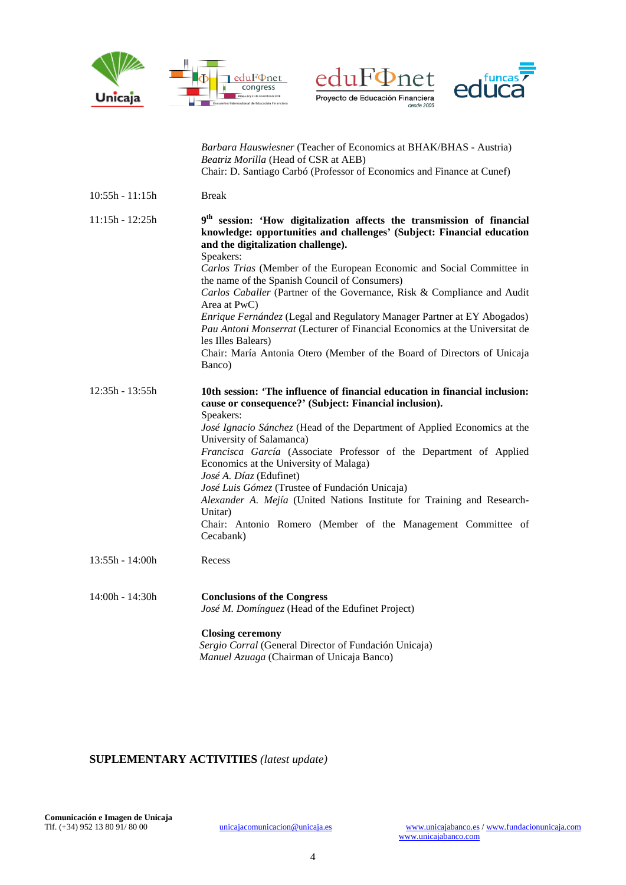| | |
|---|---|
| | *Barbara Hauswiesner* (Teacher of Economics at BHAK/BHAS - Austria)<br>*Beatriz Morilla* (Head of CSR at AEB)<br>Chair: D. Santiago Carbó (Professor of Economics and Finance at Cunef) |
| 10:55h - 11:15h | Break |
| 11:15h - 12:25h | **9th session: 'How digitalization affects the transmission of financial knowledge: opportunities and challenges' (Subject: Financial education and the digitalization challenge).**<br>Speakers:<br>*Carlos Trias* (Member of the European Economic and Social Committee in the name of the Spanish Council of Consumers)<br>*Carlos Caballer* (Partner of the Governance, Risk & Compliance and Audit Area at PwC)<br>*Enrique Fernández* (Legal and Regulatory Manager Partner at EY Abogados)<br>*Pau Antoni Monserrat* (Lecturer of Financial Economics at the Universitat de les Illes Balears)<br>Chair: María Antonia Otero (Member of the Board of Directors of Unicaja Banco) |
| 12:35h - 13:55h | **10th session: 'The influence of financial education in financial inclusion: cause or consequence?' (Subject: Financial inclusion).**<br>Speakers:<br>*José Ignacio Sánchez* (Head of the Department of Applied Economics at the University of Salamanca)<br>*Francisca García* (Associate Professor of the Department of Applied Economics at the University of Malaga)<br>*José A. Díaz* (Edufinet)<br>*José Luis Gómez* (Trustee of Fundación Unicaja)<br>*Alexander A. Mejía* (United Nations Institute for Training and Research-Unitar)<br>Chair: Antonio Romero (Member of the Management Committee of Cecabank) |
| 13:55h - 14:00h | Recess |
| 14:00h - 14:30h | **Conclusions of the Congress**<br>*José M. Domínguez* (Head of the Edufinet Project)<br><br>**Closing ceremony**<br>*Sergio Corral* (General Director of Fundación Unicaja)<br>*Manuel Azuaga* (Chairman of Unicaja Banco) |

**SUPLEMENTARY ACTIVITIES** *(latest update)*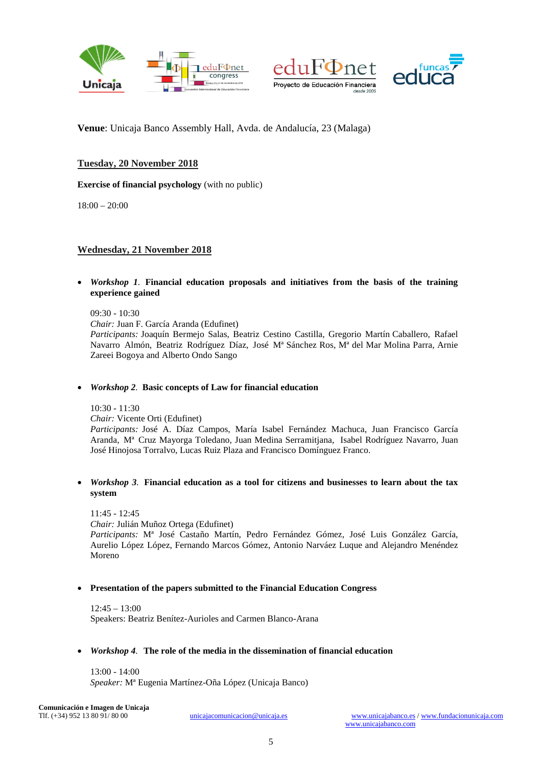**Venue**: Unicaja Banco Assembly Hall, Avda. de Andalucía, 23 (Malaga)

## Tuesday, 20 November 2018

**Exercise of financial psychology** (with no public)

18:00 – 20:00

## Wednesday, 21 November 2018

- ***Workshop 1**.* **Financial education proposals and initiatives from the basis of the training experience gained**

  09:30 - 10:30
  *Chair:* Juan F. García Aranda (Edufinet)
  *Participants:* Joaquín Bermejo Salas, Beatriz Cestino Castilla, Gregorio Martín Caballero, Rafael Navarro Almón, Beatriz Rodríguez Díaz, José Mª Sánchez Ros, Mª del Mar Molina Parra, Arnie Zareei Bogoya and Alberto Ondo Sango

- ***Workshop 2**.* **Basic concepts of Law for financial education**

  10:30 - 11:30
  *Chair:* Vicente Orti (Edufinet)
  *Participants:* José A. Díaz Campos, María Isabel Fernández Machuca, Juan Francisco García Aranda, Mª Cruz Mayorga Toledano, Juan Medina Serramitjana, Isabel Rodríguez Navarro, Juan José Hinojosa Torralvo, Lucas Ruiz Plaza and Francisco Domínguez Franco.

- ***Workshop 3**.* **Financial education as a tool for citizens and businesses to learn about the tax system**

  11:45 - 12:45
  *Chair:* Julián Muñoz Ortega (Edufinet)
  *Participants:* Mª José Castaño Martín, Pedro Fernández Gómez, José Luis González García, Aurelio López López, Fernando Marcos Gómez, Antonio Narváez Luque and Alejandro Menéndez Moreno

- **Presentation of the papers submitted to the Financial Education Congress**

  12:45 – 13:00
  Speakers: Beatriz Benítez-Aurioles and Carmen Blanco-Arana

- ***Workshop 4**.* **The role of the media in the dissemination of financial education**

  13:00 - 14:00
  *Speaker:* Mª Eugenia Martínez-Oña López (Unicaja Banco)

**Comunicación e Imagen de Unicaja**
Tlf. (+34) 952 13 80 91/ 80 00 unicajacomunicacion@unicaja.es www.unicajabanco.es / www.fundacionunicaja.com www.unicajabanco.com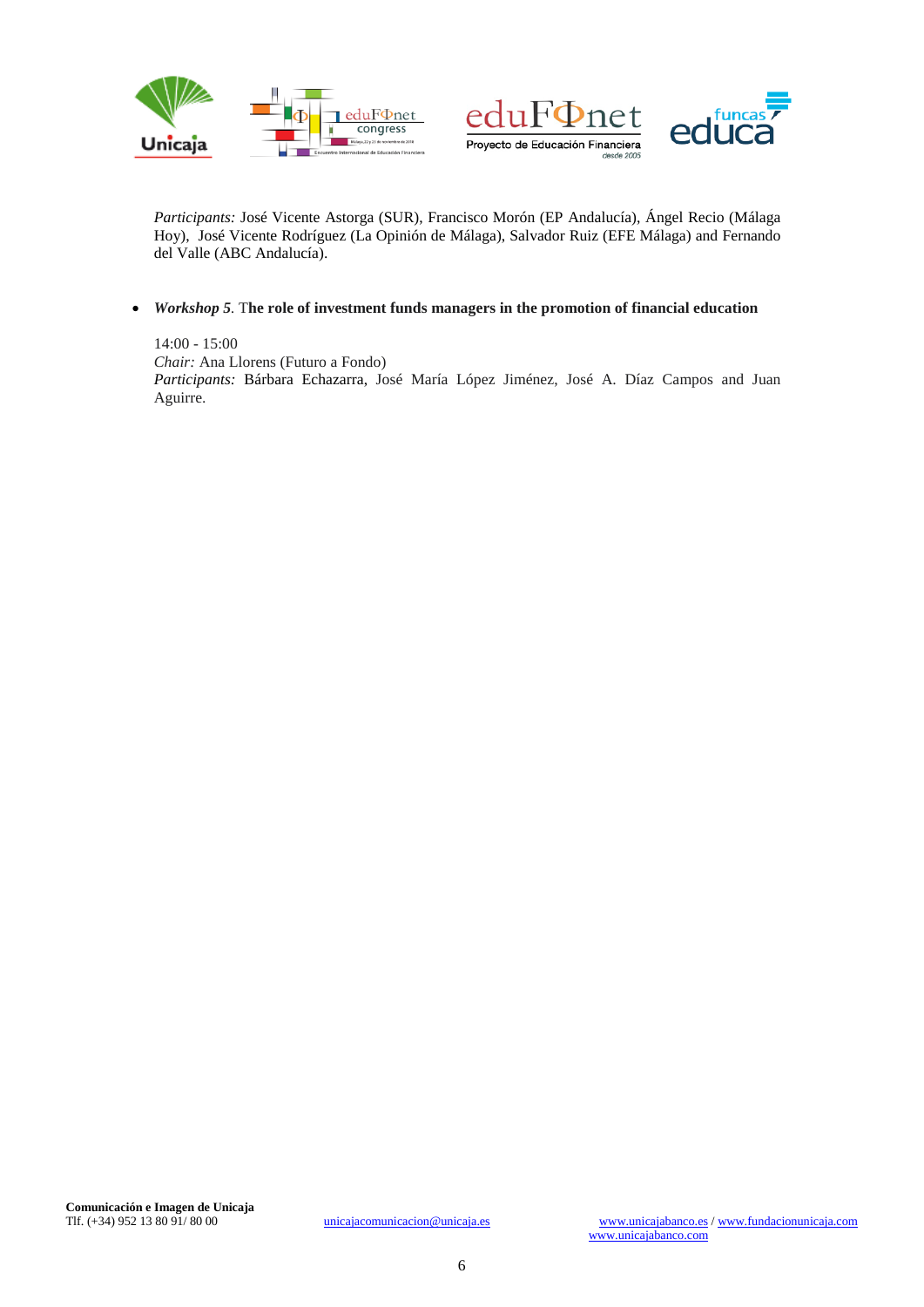*Participants:* José Vicente Astorga (SUR), Francisco Morón (EP Andalucía), Ángel Recio (Málaga Hoy), José Vicente Rodríguez (La Opinión de Málaga), Salvador Ruiz (EFE Málaga) and Fernando del Valle (ABC Andalucía).

- ***Workshop 5***. T**he role of investment funds managers in the promotion of financial education**

  14:00 - 15:00
  *Chair:* Ana Llorens (Futuro a Fondo)
  *Participants:* Bárbara Echazarra, José María López Jiménez, José A. Díaz Campos and Juan Aguirre.

**Comunicación e Imagen de Unicaja**
Tlf. (+34) 952 13 80 91/ 80 00 unicajacomunicacion@unicaja.es www.unicajabanco.es / www.fundacionunicaja.com www.unicajabanco.com